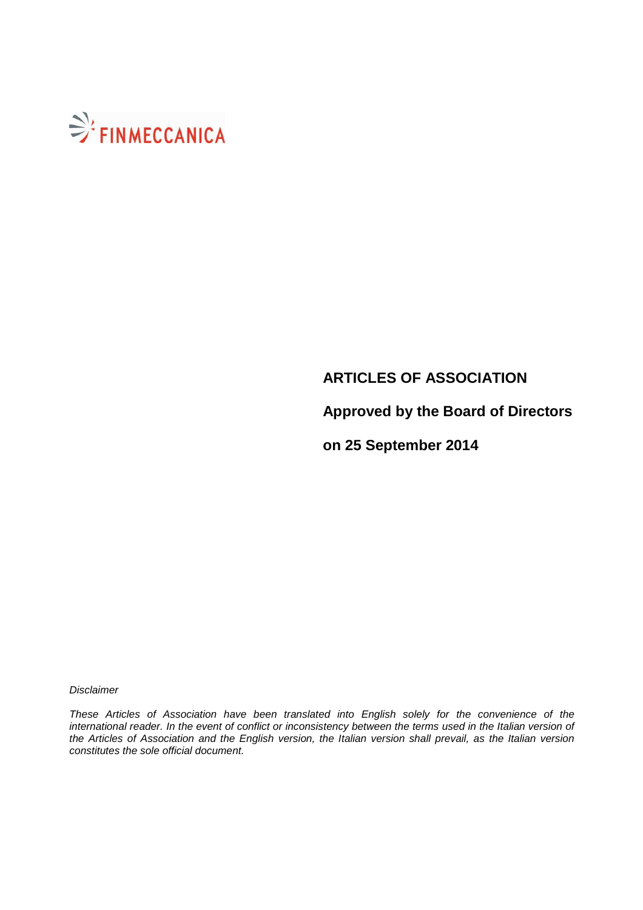FINMECCANICA

**ARTICLES OF ASSOCIATION**

**Approved by the Board of Directors**

**on 25 September 2014**

*Disclaimer*

*These Articles of Association have been translated into English solely for the convenience of the international reader. In the event of conflict or inconsistency between the terms used in the Italian version of the Articles of Association and the English version, the Italian version shall prevail, as the Italian version constitutes the sole official document.*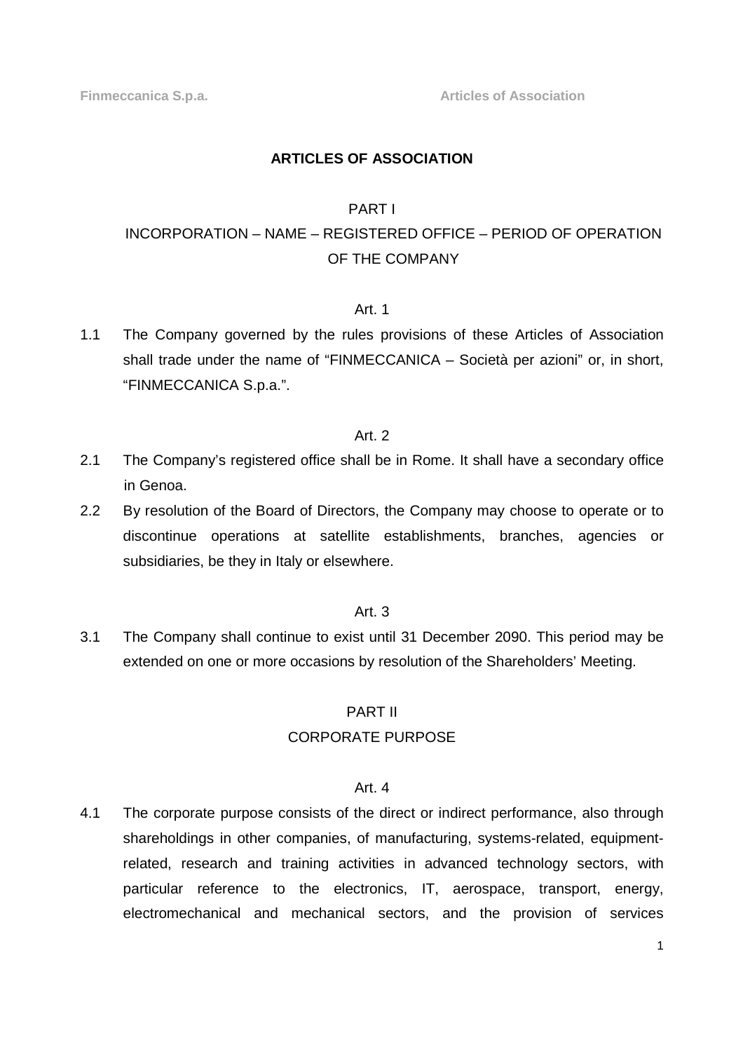# ARTICLES OF ASSOCIATION

## PART I

## INCORPORATION – NAME – REGISTERED OFFICE – PERIOD OF OPERATION OF THE COMPANY

### Art. 1

1.1 The Company governed by the rules provisions of these Articles of Association shall trade under the name of "FINMECCANICA – Società per azioni" or, in short, "FINMECCANICA S.p.a.".

### Art. 2

2.1 The Company's registered office shall be in Rome. It shall have a secondary office in Genoa.

2.2 By resolution of the Board of Directors, the Company may choose to operate or to discontinue operations at satellite establishments, branches, agencies or subsidiaries, be they in Italy or elsewhere.

### Art. 3

3.1 The Company shall continue to exist until 31 December 2090. This period may be extended on one or more occasions by resolution of the Shareholders' Meeting.

## PART II

## CORPORATE PURPOSE

### Art. 4

4.1 The corporate purpose consists of the direct or indirect performance, also through shareholdings in other companies, of manufacturing, systems-related, equipment-related, research and training activities in advanced technology sectors, with particular reference to the electronics, IT, aerospace, transport, energy, electromechanical and mechanical sectors, and the provision of services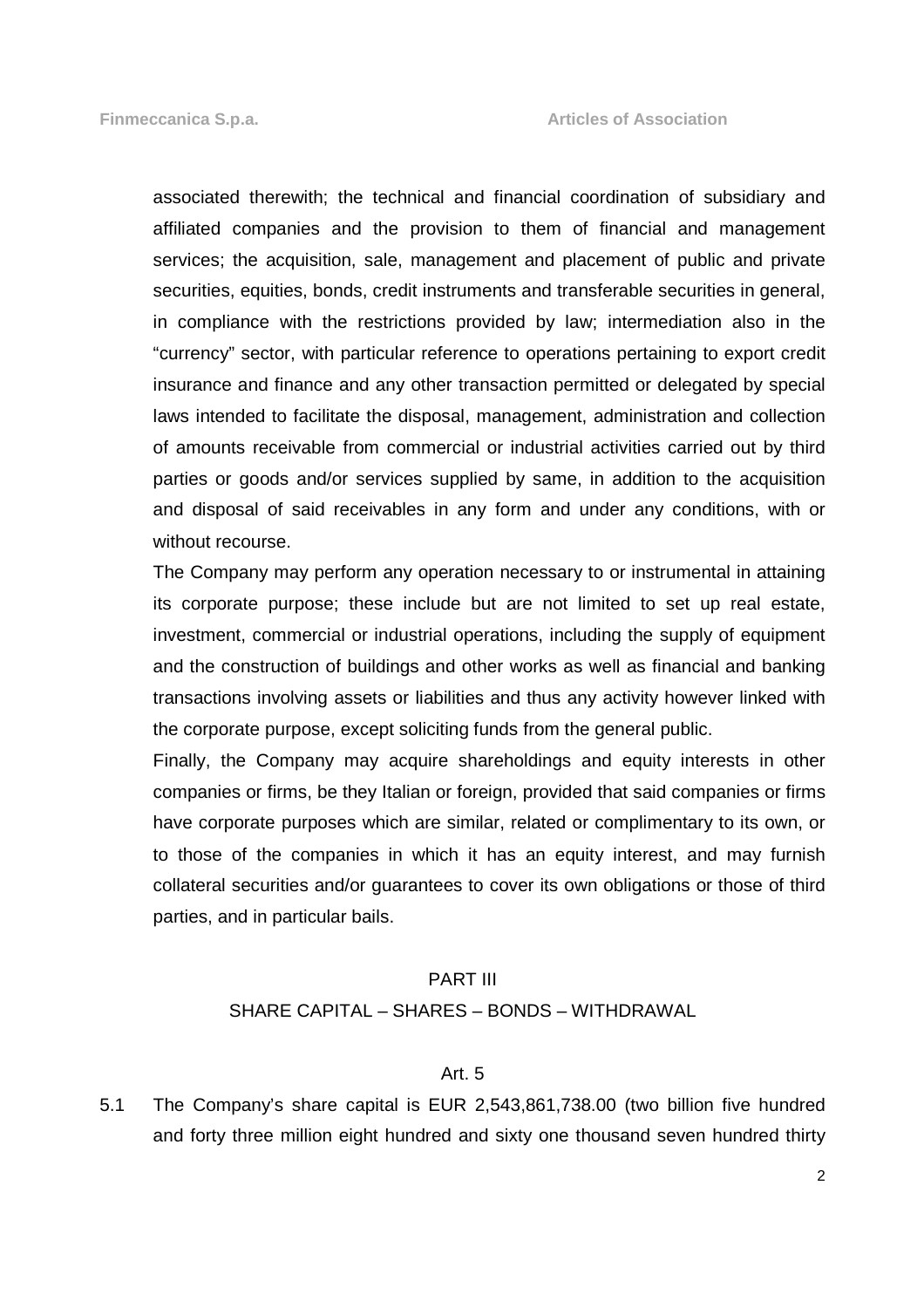associated therewith; the technical and financial coordination of subsidiary and affiliated companies and the provision to them of financial and management services; the acquisition, sale, management and placement of public and private securities, equities, bonds, credit instruments and transferable securities in general, in compliance with the restrictions provided by law; intermediation also in the "currency" sector, with particular reference to operations pertaining to export credit insurance and finance and any other transaction permitted or delegated by special laws intended to facilitate the disposal, management, administration and collection of amounts receivable from commercial or industrial activities carried out by third parties or goods and/or services supplied by same, in addition to the acquisition and disposal of said receivables in any form and under any conditions, with or without recourse.

The Company may perform any operation necessary to or instrumental in attaining its corporate purpose; these include but are not limited to set up real estate, investment, commercial or industrial operations, including the supply of equipment and the construction of buildings and other works as well as financial and banking transactions involving assets or liabilities and thus any activity however linked with the corporate purpose, except soliciting funds from the general public.

Finally, the Company may acquire shareholdings and equity interests in other companies or firms, be they Italian or foreign, provided that said companies or firms have corporate purposes which are similar, related or complimentary to its own, or to those of the companies in which it has an equity interest, and may furnish collateral securities and/or guarantees to cover its own obligations or those of third parties, and in particular bails.

## PART III

## SHARE CAPITAL – SHARES – BONDS – WITHDRAWAL

### Art. 5

5.1 The Company's share capital is EUR 2,543,861,738.00 (two billion five hundred and forty three million eight hundred and sixty one thousand seven hundred thirty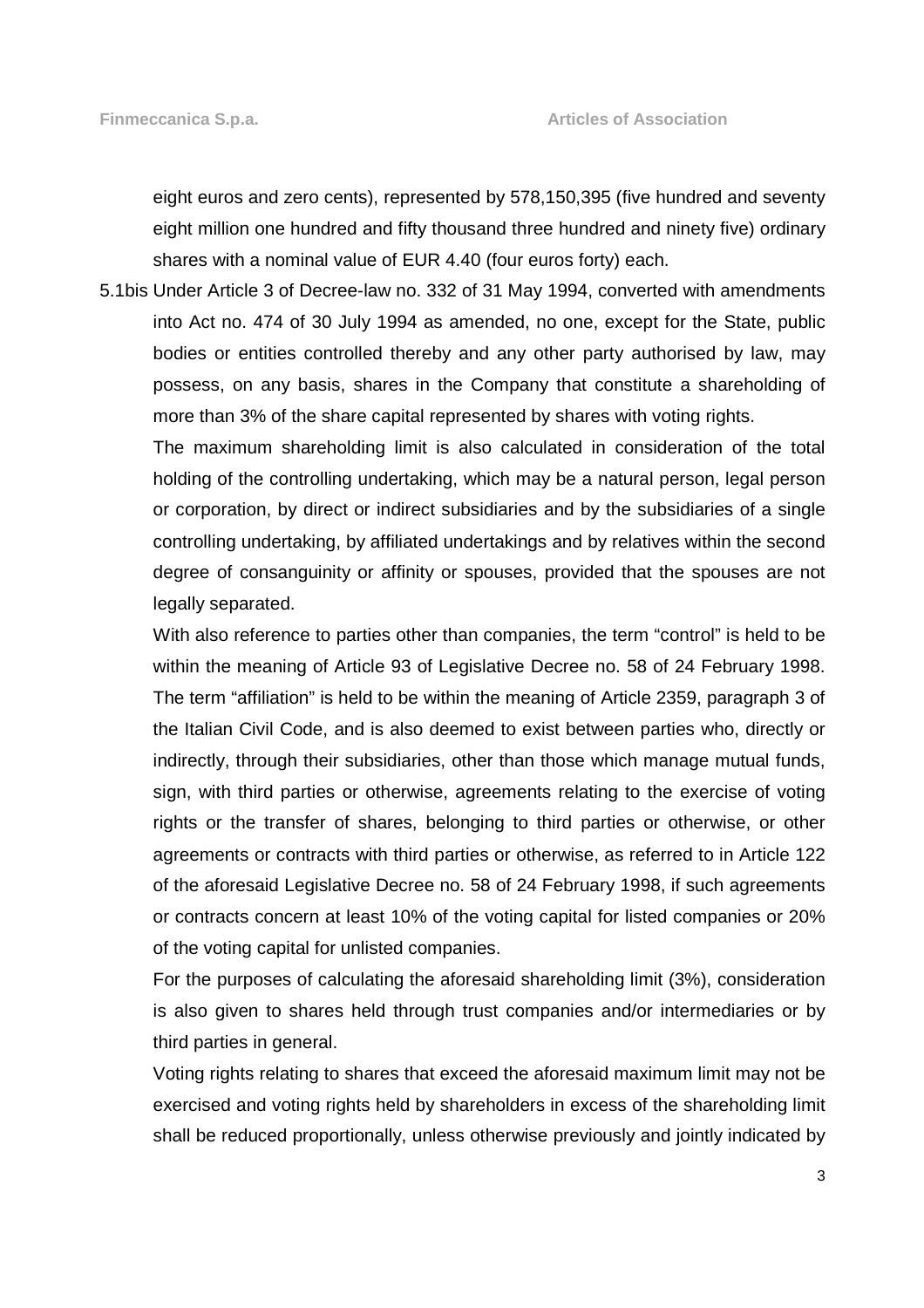eight euros and zero cents), represented by 578,150,395 (five hundred and seventy eight million one hundred and fifty thousand three hundred and ninety five) ordinary shares with a nominal value of EUR 4.40 (four euros forty) each.

5.1bis Under Article 3 of Decree-law no. 332 of 31 May 1994, converted with amendments into Act no. 474 of 30 July 1994 as amended, no one, except for the State, public bodies or entities controlled thereby and any other party authorised by law, may possess, on any basis, shares in the Company that constitute a shareholding of more than 3% of the share capital represented by shares with voting rights.

The maximum shareholding limit is also calculated in consideration of the total holding of the controlling undertaking, which may be a natural person, legal person or corporation, by direct or indirect subsidiaries and by the subsidiaries of a single controlling undertaking, by affiliated undertakings and by relatives within the second degree of consanguinity or affinity or spouses, provided that the spouses are not legally separated.

With also reference to parties other than companies, the term "control" is held to be within the meaning of Article 93 of Legislative Decree no. 58 of 24 February 1998. The term "affiliation" is held to be within the meaning of Article 2359, paragraph 3 of the Italian Civil Code, and is also deemed to exist between parties who, directly or indirectly, through their subsidiaries, other than those which manage mutual funds, sign, with third parties or otherwise, agreements relating to the exercise of voting rights or the transfer of shares, belonging to third parties or otherwise, or other agreements or contracts with third parties or otherwise, as referred to in Article 122 of the aforesaid Legislative Decree no. 58 of 24 February 1998, if such agreements or contracts concern at least 10% of the voting capital for listed companies or 20% of the voting capital for unlisted companies.

For the purposes of calculating the aforesaid shareholding limit (3%), consideration is also given to shares held through trust companies and/or intermediaries or by third parties in general.

Voting rights relating to shares that exceed the aforesaid maximum limit may not be exercised and voting rights held by shareholders in excess of the shareholding limit shall be reduced proportionally, unless otherwise previously and jointly indicated by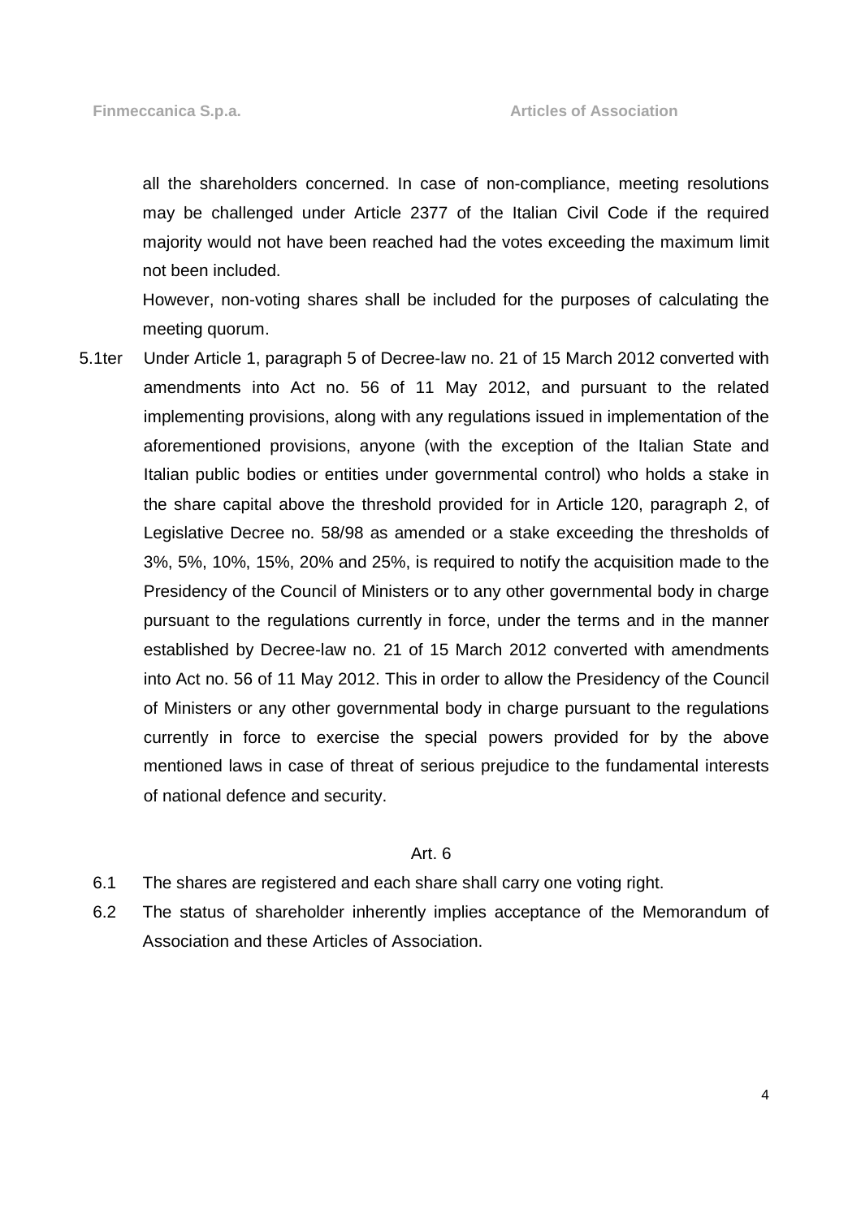all the shareholders concerned. In case of non-compliance, meeting resolutions may be challenged under Article 2377 of the Italian Civil Code if the required majority would not have been reached had the votes exceeding the maximum limit not been included.

However, non-voting shares shall be included for the purposes of calculating the meeting quorum.

5.1ter Under Article 1, paragraph 5 of Decree-law no. 21 of 15 March 2012 converted with amendments into Act no. 56 of 11 May 2012, and pursuant to the related implementing provisions, along with any regulations issued in implementation of the aforementioned provisions, anyone (with the exception of the Italian State and Italian public bodies or entities under governmental control) who holds a stake in the share capital above the threshold provided for in Article 120, paragraph 2, of Legislative Decree no. 58/98 as amended or a stake exceeding the thresholds of 3%, 5%, 10%, 15%, 20% and 25%, is required to notify the acquisition made to the Presidency of the Council of Ministers or to any other governmental body in charge pursuant to the regulations currently in force, under the terms and in the manner established by Decree-law no. 21 of 15 March 2012 converted with amendments into Act no. 56 of 11 May 2012. This in order to allow the Presidency of the Council of Ministers or any other governmental body in charge pursuant to the regulations currently in force to exercise the special powers provided for by the above mentioned laws in case of threat of serious prejudice to the fundamental interests of national defence and security.

### Art. 6

6.1 The shares are registered and each share shall carry one voting right.

6.2 The status of shareholder inherently implies acceptance of the Memorandum of Association and these Articles of Association.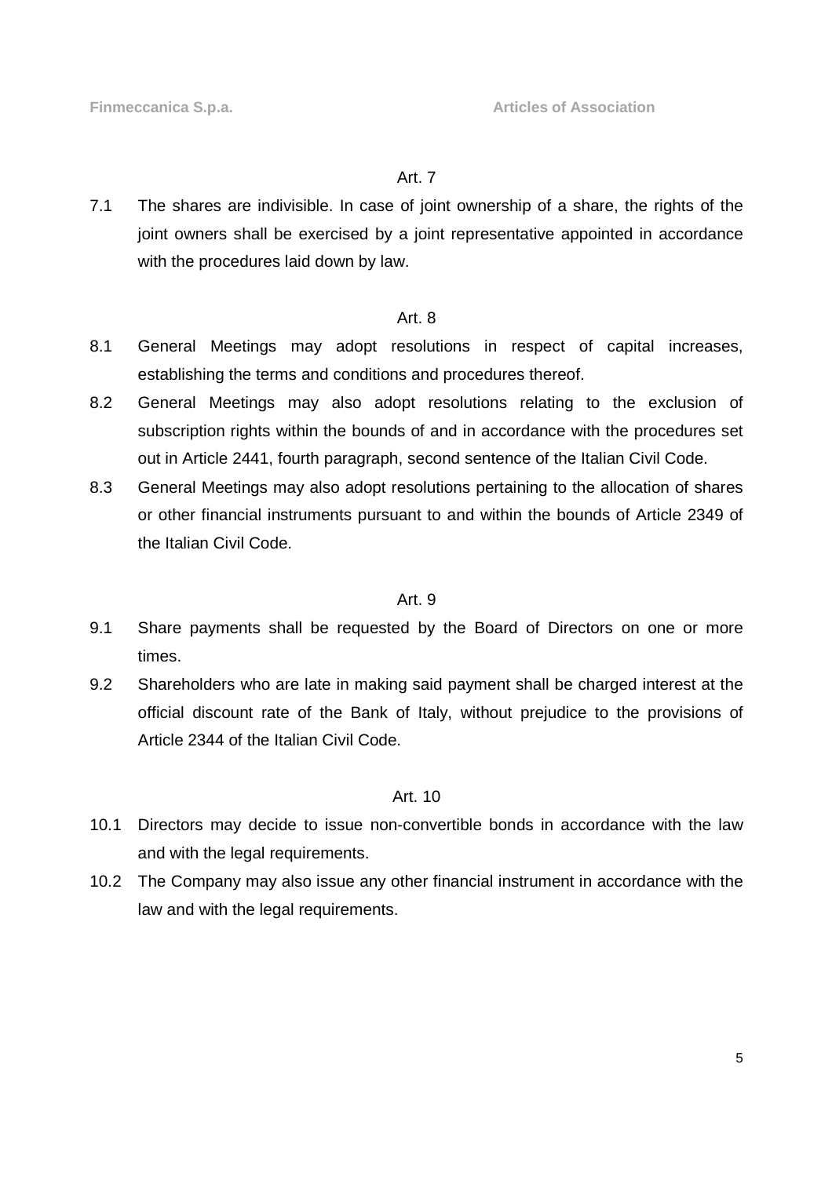Art. 7

7.1 The shares are indivisible. In case of joint ownership of a share, the rights of the joint owners shall be exercised by a joint representative appointed in accordance with the procedures laid down by law.

Art. 8

8.1 General Meetings may adopt resolutions in respect of capital increases, establishing the terms and conditions and procedures thereof.

8.2 General Meetings may also adopt resolutions relating to the exclusion of subscription rights within the bounds of and in accordance with the procedures set out in Article 2441, fourth paragraph, second sentence of the Italian Civil Code.

8.3 General Meetings may also adopt resolutions pertaining to the allocation of shares or other financial instruments pursuant to and within the bounds of Article 2349 of the Italian Civil Code.

Art. 9

9.1 Share payments shall be requested by the Board of Directors on one or more times.

9.2 Shareholders who are late in making said payment shall be charged interest at the official discount rate of the Bank of Italy, without prejudice to the provisions of Article 2344 of the Italian Civil Code.

Art. 10

10.1 Directors may decide to issue non-convertible bonds in accordance with the law and with the legal requirements.

10.2 The Company may also issue any other financial instrument in accordance with the law and with the legal requirements.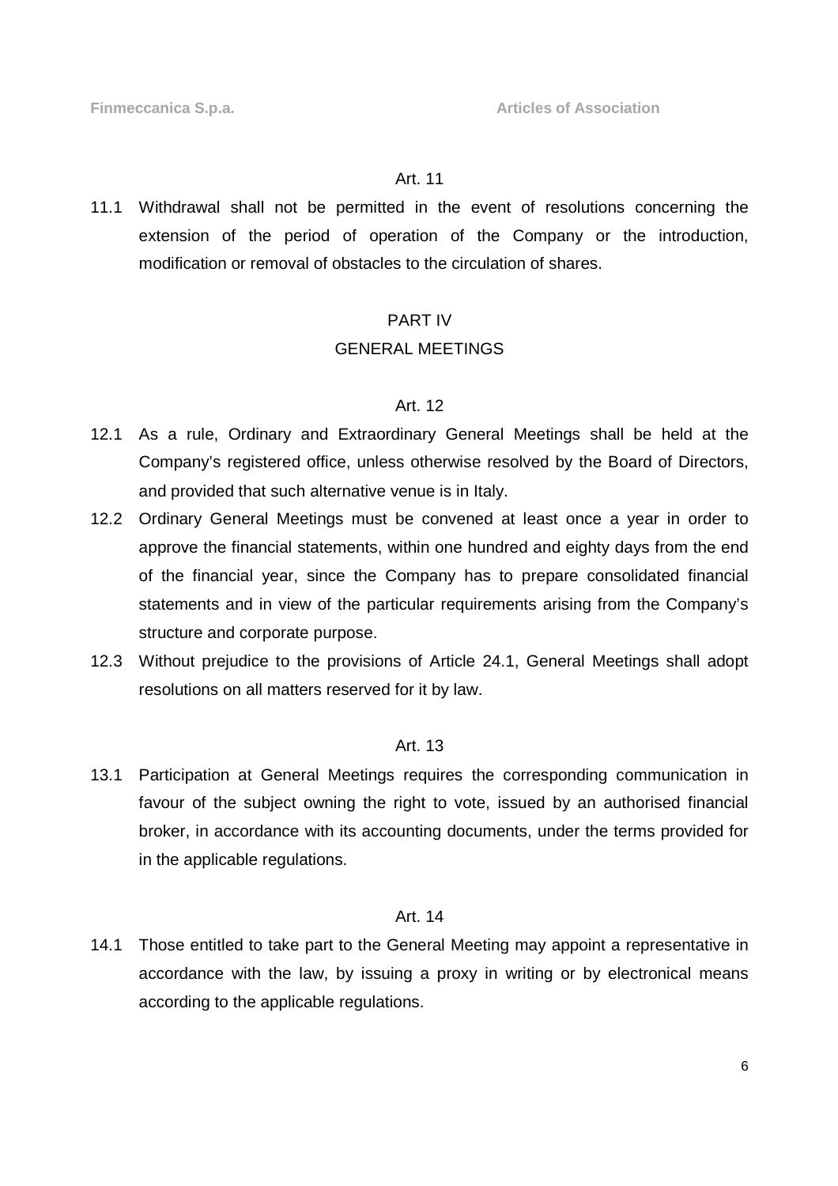### Art. 11

11.1 Withdrawal shall not be permitted in the event of resolutions concerning the extension of the period of operation of the Company or the introduction, modification or removal of obstacles to the circulation of shares.

## PART IV

## GENERAL MEETINGS

### Art. 12

12.1 As a rule, Ordinary and Extraordinary General Meetings shall be held at the Company's registered office, unless otherwise resolved by the Board of Directors, and provided that such alternative venue is in Italy.

12.2 Ordinary General Meetings must be convened at least once a year in order to approve the financial statements, within one hundred and eighty days from the end of the financial year, since the Company has to prepare consolidated financial statements and in view of the particular requirements arising from the Company's structure and corporate purpose.

12.3 Without prejudice to the provisions of Article 24.1, General Meetings shall adopt resolutions on all matters reserved for it by law.

### Art. 13

13.1 Participation at General Meetings requires the corresponding communication in favour of the subject owning the right to vote, issued by an authorised financial broker, in accordance with its accounting documents, under the terms provided for in the applicable regulations.

### Art. 14

14.1 Those entitled to take part to the General Meeting may appoint a representative in accordance with the law, by issuing a proxy in writing or by electronical means according to the applicable regulations.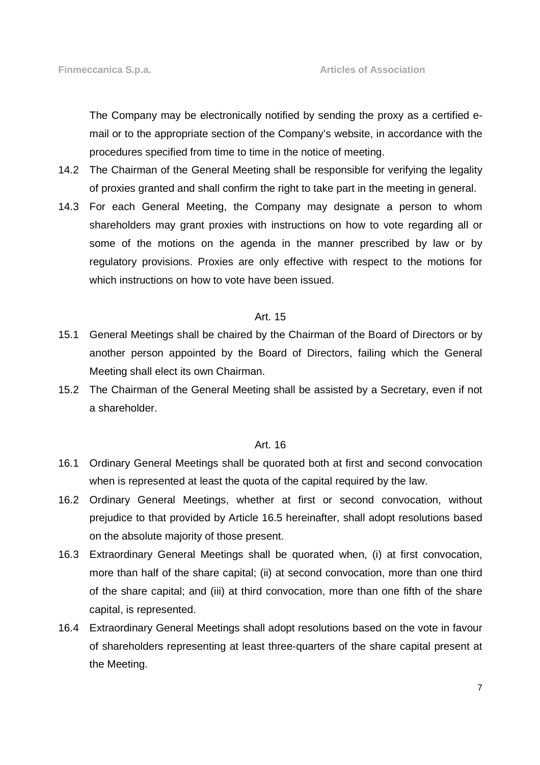The Company may be electronically notified by sending the proxy as a certified e-mail or to the appropriate section of the Company's website, in accordance with the procedures specified from time to time in the notice of meeting.

14.2 The Chairman of the General Meeting shall be responsible for verifying the legality of proxies granted and shall confirm the right to take part in the meeting in general.

14.3 For each General Meeting, the Company may designate a person to whom shareholders may grant proxies with instructions on how to vote regarding all or some of the motions on the agenda in the manner prescribed by law or by regulatory provisions. Proxies are only effective with respect to the motions for which instructions on how to vote have been issued.

Art. 15

15.1 General Meetings shall be chaired by the Chairman of the Board of Directors or by another person appointed by the Board of Directors, failing which the General Meeting shall elect its own Chairman.

15.2 The Chairman of the General Meeting shall be assisted by a Secretary, even if not a shareholder.

Art. 16

16.1 Ordinary General Meetings shall be quorated both at first and second convocation when is represented at least the quota of the capital required by the law.

16.2 Ordinary General Meetings, whether at first or second convocation, without prejudice to that provided by Article 16.5 hereinafter, shall adopt resolutions based on the absolute majority of those present.

16.3 Extraordinary General Meetings shall be quorated when, (i) at first convocation, more than half of the share capital; (ii) at second convocation, more than one third of the share capital; and (iii) at third convocation, more than one fifth of the share capital, is represented.

16.4 Extraordinary General Meetings shall adopt resolutions based on the vote in favour of shareholders representing at least three-quarters of the share capital present at the Meeting.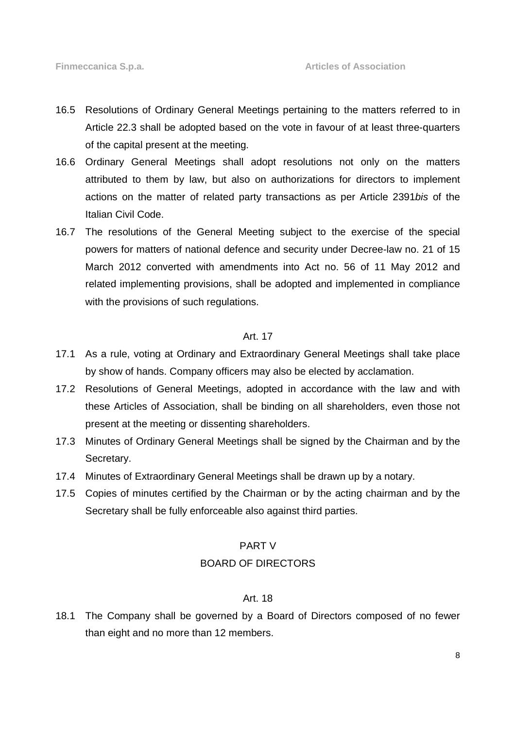16.5 Resolutions of Ordinary General Meetings pertaining to the matters referred to in Article 22.3 shall be adopted based on the vote in favour of at least three-quarters of the capital present at the meeting.

16.6 Ordinary General Meetings shall adopt resolutions not only on the matters attributed to them by law, but also on authorizations for directors to implement actions on the matter of related party transactions as per Article 2391*bis* of the Italian Civil Code.

16.7 The resolutions of the General Meeting subject to the exercise of the special powers for matters of national defence and security under Decree-law no. 21 of 15 March 2012 converted with amendments into Act no. 56 of 11 May 2012 and related implementing provisions, shall be adopted and implemented in compliance with the provisions of such regulations.

### Art. 17

17.1 As a rule, voting at Ordinary and Extraordinary General Meetings shall take place by show of hands. Company officers may also be elected by acclamation.

17.2 Resolutions of General Meetings, adopted in accordance with the law and with these Articles of Association, shall be binding on all shareholders, even those not present at the meeting or dissenting shareholders.

17.3 Minutes of Ordinary General Meetings shall be signed by the Chairman and by the Secretary.

17.4 Minutes of Extraordinary General Meetings shall be drawn up by a notary.

17.5 Copies of minutes certified by the Chairman or by the acting chairman and by the Secretary shall be fully enforceable also against third parties.

## PART V
## BOARD OF DIRECTORS

### Art. 18

18.1 The Company shall be governed by a Board of Directors composed of no fewer than eight and no more than 12 members.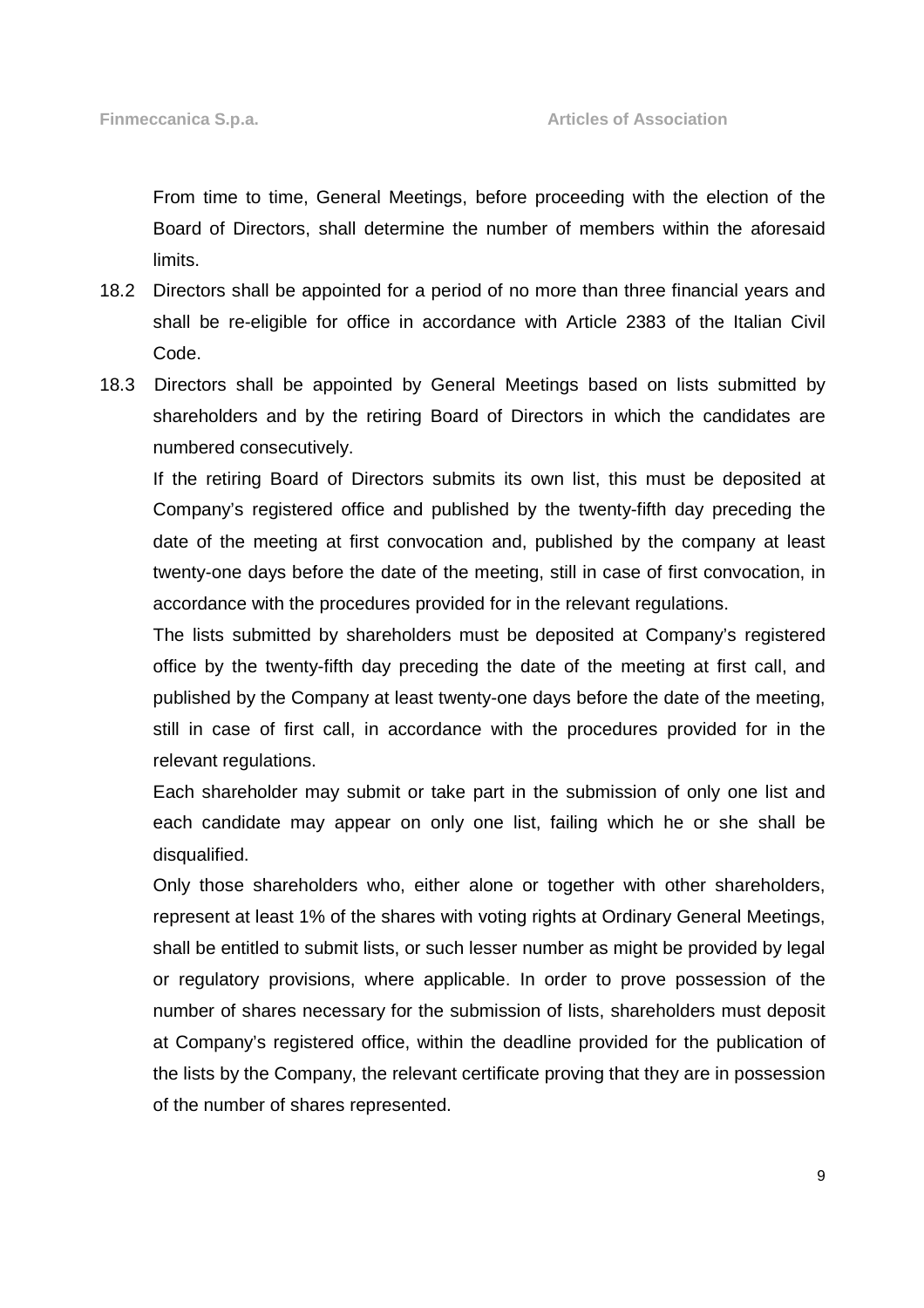From time to time, General Meetings, before proceeding with the election of the Board of Directors, shall determine the number of members within the aforesaid limits.

18.2 Directors shall be appointed for a period of no more than three financial years and shall be re-eligible for office in accordance with Article 2383 of the Italian Civil Code.

18.3 Directors shall be appointed by General Meetings based on lists submitted by shareholders and by the retiring Board of Directors in which the candidates are numbered consecutively.

If the retiring Board of Directors submits its own list, this must be deposited at Company's registered office and published by the twenty-fifth day preceding the date of the meeting at first convocation and, published by the company at least twenty-one days before the date of the meeting, still in case of first convocation, in accordance with the procedures provided for in the relevant regulations.

The lists submitted by shareholders must be deposited at Company's registered office by the twenty-fifth day preceding the date of the meeting at first call, and published by the Company at least twenty-one days before the date of the meeting, still in case of first call, in accordance with the procedures provided for in the relevant regulations.

Each shareholder may submit or take part in the submission of only one list and each candidate may appear on only one list, failing which he or she shall be disqualified.

Only those shareholders who, either alone or together with other shareholders, represent at least 1% of the shares with voting rights at Ordinary General Meetings, shall be entitled to submit lists, or such lesser number as might be provided by legal or regulatory provisions, where applicable. In order to prove possession of the number of shares necessary for the submission of lists, shareholders must deposit at Company's registered office, within the deadline provided for the publication of the lists by the Company, the relevant certificate proving that they are in possession of the number of shares represented.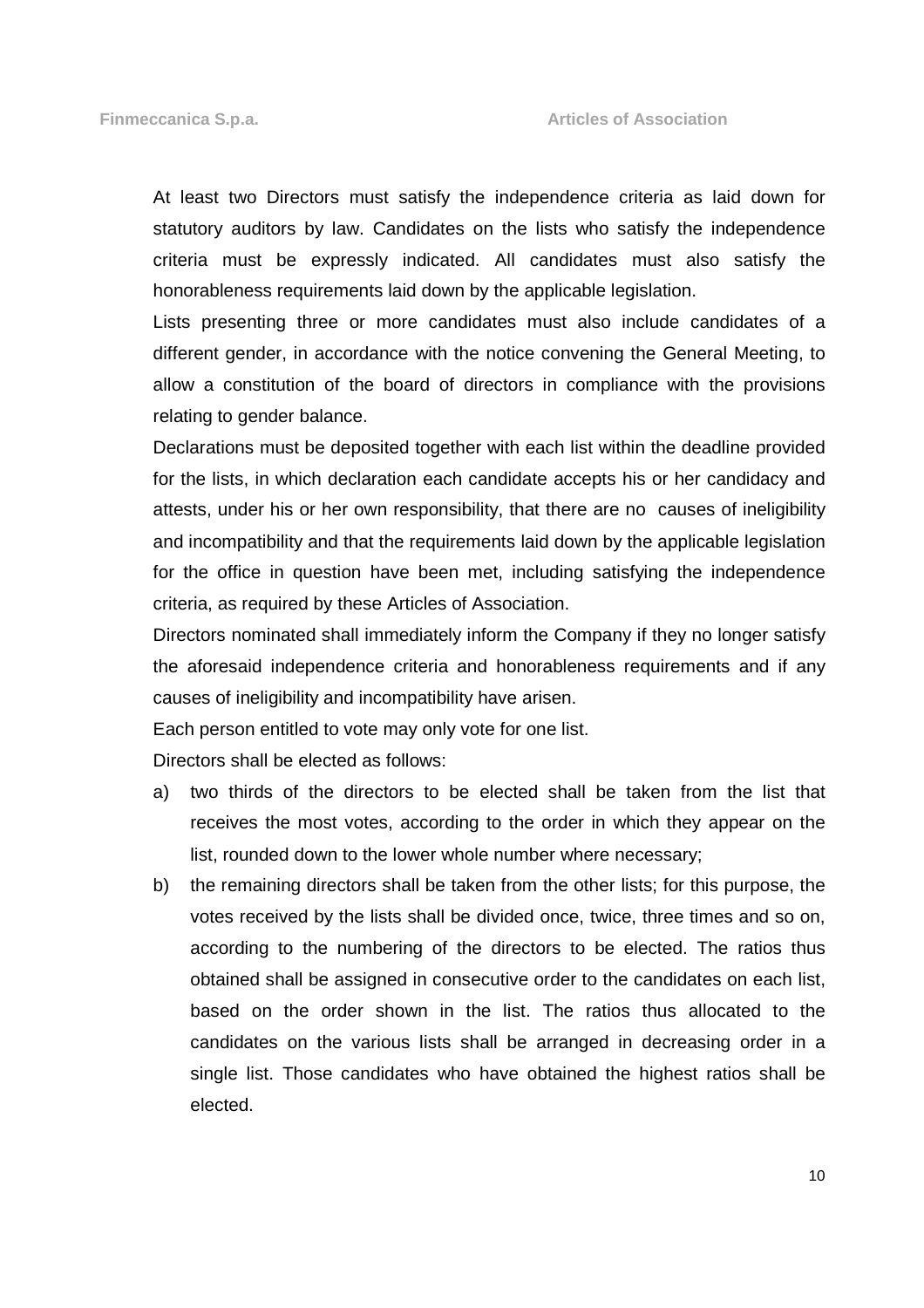At least two Directors must satisfy the independence criteria as laid down for statutory auditors by law. Candidates on the lists who satisfy the independence criteria must be expressly indicated. All candidates must also satisfy the honorableness requirements laid down by the applicable legislation.

Lists presenting three or more candidates must also include candidates of a different gender, in accordance with the notice convening the General Meeting, to allow a constitution of the board of directors in compliance with the provisions relating to gender balance.

Declarations must be deposited together with each list within the deadline provided for the lists, in which declaration each candidate accepts his or her candidacy and attests, under his or her own responsibility, that there are no causes of ineligibility and incompatibility and that the requirements laid down by the applicable legislation for the office in question have been met, including satisfying the independence criteria, as required by these Articles of Association.

Directors nominated shall immediately inform the Company if they no longer satisfy the aforesaid independence criteria and honorableness requirements and if any causes of ineligibility and incompatibility have arisen.

Each person entitled to vote may only vote for one list.

Directors shall be elected as follows:

a) two thirds of the directors to be elected shall be taken from the list that receives the most votes, according to the order in which they appear on the list, rounded down to the lower whole number where necessary;

b) the remaining directors shall be taken from the other lists; for this purpose, the votes received by the lists shall be divided once, twice, three times and so on, according to the numbering of the directors to be elected. The ratios thus obtained shall be assigned in consecutive order to the candidates on each list, based on the order shown in the list. The ratios thus allocated to the candidates on the various lists shall be arranged in decreasing order in a single list. Those candidates who have obtained the highest ratios shall be elected.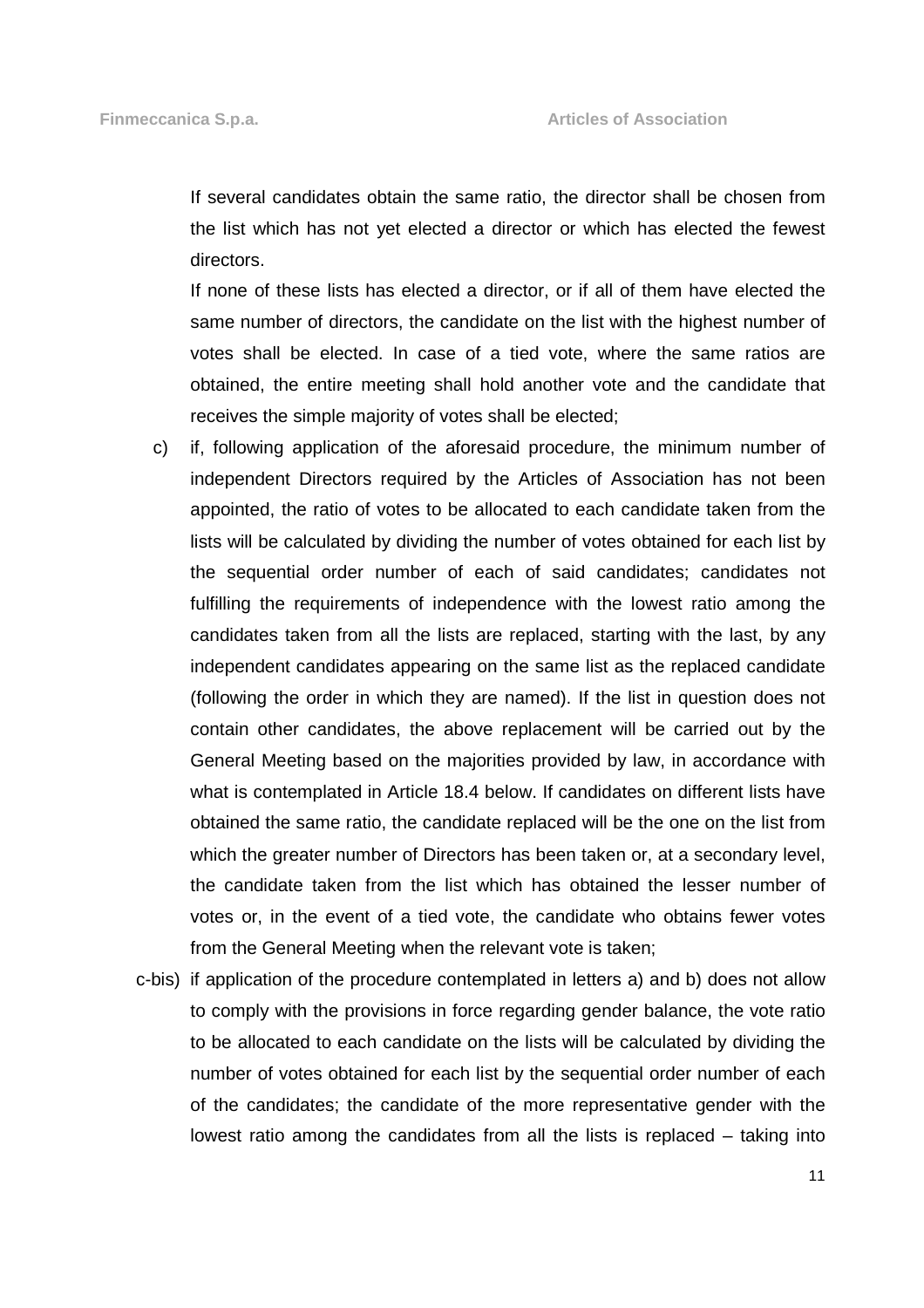If several candidates obtain the same ratio, the director shall be chosen from the list which has not yet elected a director or which has elected the fewest directors.

If none of these lists has elected a director, or if all of them have elected the same number of directors, the candidate on the list with the highest number of votes shall be elected. In case of a tied vote, where the same ratios are obtained, the entire meeting shall hold another vote and the candidate that receives the simple majority of votes shall be elected;

c) if, following application of the aforesaid procedure, the minimum number of independent Directors required by the Articles of Association has not been appointed, the ratio of votes to be allocated to each candidate taken from the lists will be calculated by dividing the number of votes obtained for each list by the sequential order number of each of said candidates; candidates not fulfilling the requirements of independence with the lowest ratio among the candidates taken from all the lists are replaced, starting with the last, by any independent candidates appearing on the same list as the replaced candidate (following the order in which they are named). If the list in question does not contain other candidates, the above replacement will be carried out by the General Meeting based on the majorities provided by law, in accordance with what is contemplated in Article 18.4 below. If candidates on different lists have obtained the same ratio, the candidate replaced will be the one on the list from which the greater number of Directors has been taken or, at a secondary level, the candidate taken from the list which has obtained the lesser number of votes or, in the event of a tied vote, the candidate who obtains fewer votes from the General Meeting when the relevant vote is taken;

c-bis) if application of the procedure contemplated in letters a) and b) does not allow to comply with the provisions in force regarding gender balance, the vote ratio to be allocated to each candidate on the lists will be calculated by dividing the number of votes obtained for each list by the sequential order number of each of the candidates; the candidate of the more representative gender with the lowest ratio among the candidates from all the lists is replaced – taking into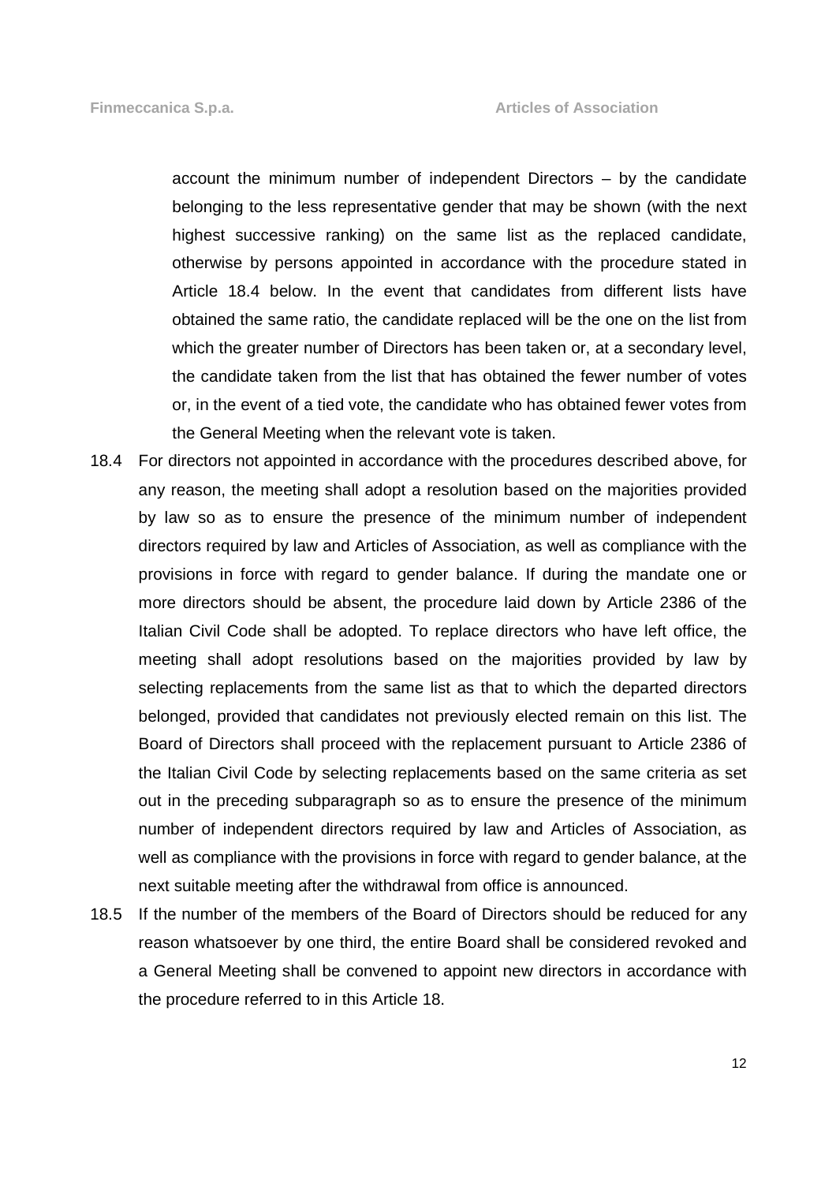account the minimum number of independent Directors – by the candidate belonging to the less representative gender that may be shown (with the next highest successive ranking) on the same list as the replaced candidate, otherwise by persons appointed in accordance with the procedure stated in Article 18.4 below. In the event that candidates from different lists have obtained the same ratio, the candidate replaced will be the one on the list from which the greater number of Directors has been taken or, at a secondary level, the candidate taken from the list that has obtained the fewer number of votes or, in the event of a tied vote, the candidate who has obtained fewer votes from the General Meeting when the relevant vote is taken.

18.4 For directors not appointed in accordance with the procedures described above, for any reason, the meeting shall adopt a resolution based on the majorities provided by law so as to ensure the presence of the minimum number of independent directors required by law and Articles of Association, as well as compliance with the provisions in force with regard to gender balance. If during the mandate one or more directors should be absent, the procedure laid down by Article 2386 of the Italian Civil Code shall be adopted. To replace directors who have left office, the meeting shall adopt resolutions based on the majorities provided by law by selecting replacements from the same list as that to which the departed directors belonged, provided that candidates not previously elected remain on this list. The Board of Directors shall proceed with the replacement pursuant to Article 2386 of the Italian Civil Code by selecting replacements based on the same criteria as set out in the preceding subparagraph so as to ensure the presence of the minimum number of independent directors required by law and Articles of Association, as well as compliance with the provisions in force with regard to gender balance, at the next suitable meeting after the withdrawal from office is announced.

18.5 If the number of the members of the Board of Directors should be reduced for any reason whatsoever by one third, the entire Board shall be considered revoked and a General Meeting shall be convened to appoint new directors in accordance with the procedure referred to in this Article 18.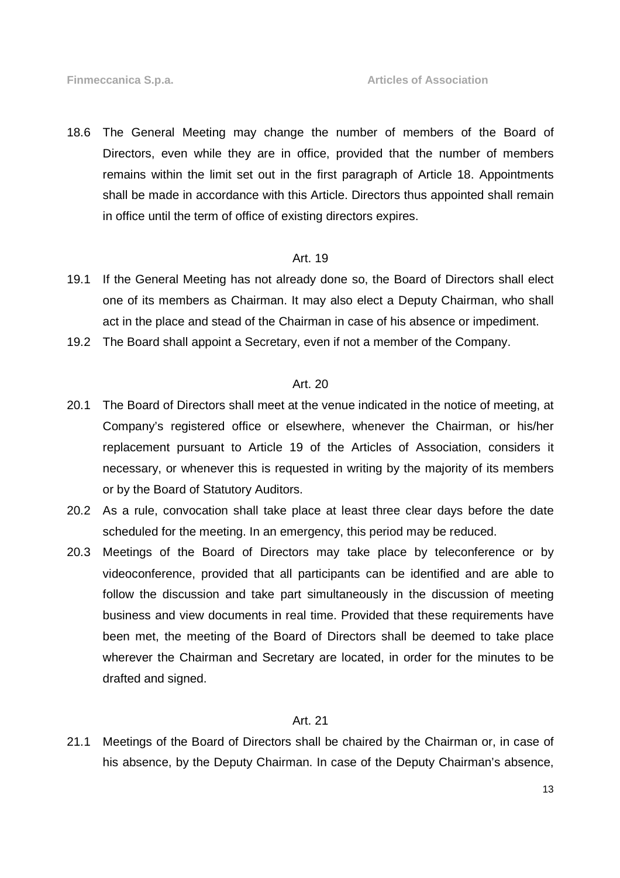18.6 The General Meeting may change the number of members of the Board of Directors, even while they are in office, provided that the number of members remains within the limit set out in the first paragraph of Article 18. Appointments shall be made in accordance with this Article. Directors thus appointed shall remain in office until the term of office of existing directors expires.

Art. 19

19.1 If the General Meeting has not already done so, the Board of Directors shall elect one of its members as Chairman. It may also elect a Deputy Chairman, who shall act in the place and stead of the Chairman in case of his absence or impediment.

19.2 The Board shall appoint a Secretary, even if not a member of the Company.

Art. 20

20.1 The Board of Directors shall meet at the venue indicated in the notice of meeting, at Company's registered office or elsewhere, whenever the Chairman, or his/her replacement pursuant to Article 19 of the Articles of Association, considers it necessary, or whenever this is requested in writing by the majority of its members or by the Board of Statutory Auditors.

20.2 As a rule, convocation shall take place at least three clear days before the date scheduled for the meeting. In an emergency, this period may be reduced.

20.3 Meetings of the Board of Directors may take place by teleconference or by videoconference, provided that all participants can be identified and are able to follow the discussion and take part simultaneously in the discussion of meeting business and view documents in real time. Provided that these requirements have been met, the meeting of the Board of Directors shall be deemed to take place wherever the Chairman and Secretary are located, in order for the minutes to be drafted and signed.

Art. 21

21.1 Meetings of the Board of Directors shall be chaired by the Chairman or, in case of his absence, by the Deputy Chairman. In case of the Deputy Chairman's absence,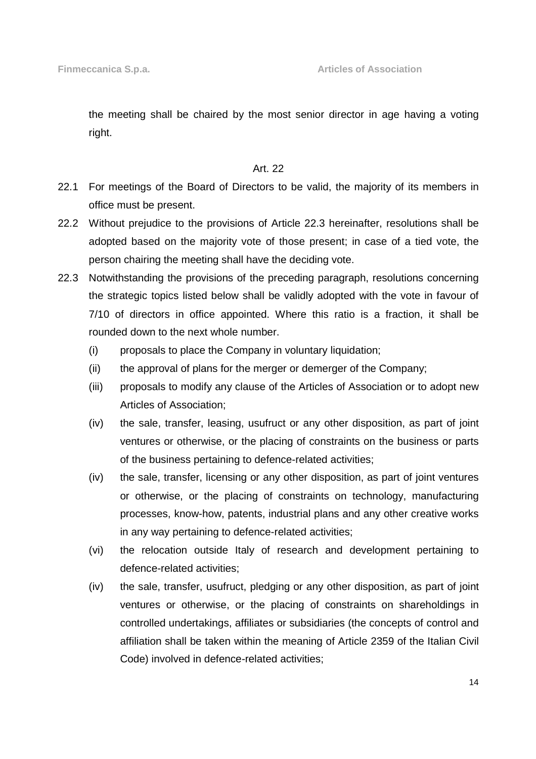the meeting shall be chaired by the most senior director in age having a voting right.

Art. 22

22.1 For meetings of the Board of Directors to be valid, the majority of its members in office must be present.

22.2 Without prejudice to the provisions of Article 22.3 hereinafter, resolutions shall be adopted based on the majority vote of those present; in case of a tied vote, the person chairing the meeting shall have the deciding vote.

22.3 Notwithstanding the provisions of the preceding paragraph, resolutions concerning the strategic topics listed below shall be validly adopted with the vote in favour of 7/10 of directors in office appointed. Where this ratio is a fraction, it shall be rounded down to the next whole number.

(i) proposals to place the Company in voluntary liquidation;

(ii) the approval of plans for the merger or demerger of the Company;

(iii) proposals to modify any clause of the Articles of Association or to adopt new Articles of Association;

(iv) the sale, transfer, leasing, usufruct or any other disposition, as part of joint ventures or otherwise, or the placing of constraints on the business or parts of the business pertaining to defence-related activities;

(iv) the sale, transfer, licensing or any other disposition, as part of joint ventures or otherwise, or the placing of constraints on technology, manufacturing processes, know-how, patents, industrial plans and any other creative works in any way pertaining to defence-related activities;

(vi) the relocation outside Italy of research and development pertaining to defence-related activities;

(iv) the sale, transfer, usufruct, pledging or any other disposition, as part of joint ventures or otherwise, or the placing of constraints on shareholdings in controlled undertakings, affiliates or subsidiaries (the concepts of control and affiliation shall be taken within the meaning of Article 2359 of the Italian Civil Code) involved in defence-related activities;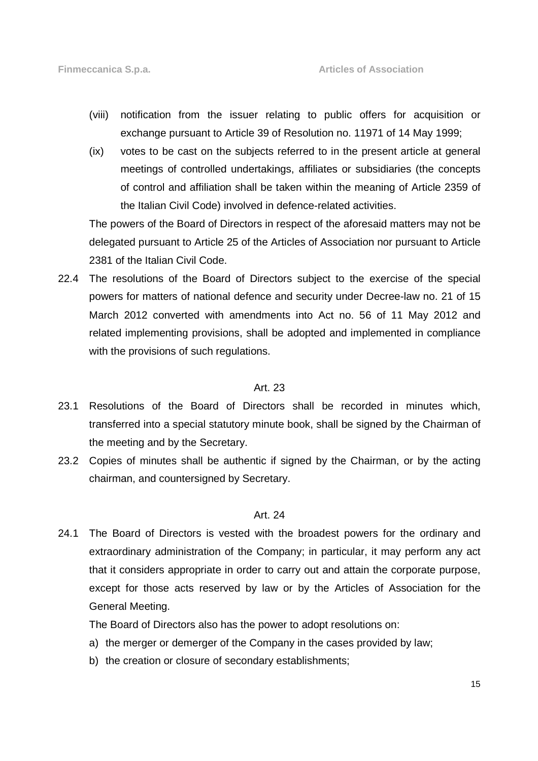(viii) notification from the issuer relating to public offers for acquisition or exchange pursuant to Article 39 of Resolution no. 11971 of 14 May 1999;

(ix) votes to be cast on the subjects referred to in the present article at general meetings of controlled undertakings, affiliates or subsidiaries (the concepts of control and affiliation shall be taken within the meaning of Article 2359 of the Italian Civil Code) involved in defence-related activities.

The powers of the Board of Directors in respect of the aforesaid matters may not be delegated pursuant to Article 25 of the Articles of Association nor pursuant to Article 2381 of the Italian Civil Code.

22.4 The resolutions of the Board of Directors subject to the exercise of the special powers for matters of national defence and security under Decree-law no. 21 of 15 March 2012 converted with amendments into Act no. 56 of 11 May 2012 and related implementing provisions, shall be adopted and implemented in compliance with the provisions of such regulations.

Art. 23

23.1 Resolutions of the Board of Directors shall be recorded in minutes which, transferred into a special statutory minute book, shall be signed by the Chairman of the meeting and by the Secretary.

23.2 Copies of minutes shall be authentic if signed by the Chairman, or by the acting chairman, and countersigned by Secretary.

Art. 24

24.1 The Board of Directors is vested with the broadest powers for the ordinary and extraordinary administration of the Company; in particular, it may perform any act that it considers appropriate in order to carry out and attain the corporate purpose, except for those acts reserved by law or by the Articles of Association for the General Meeting.

The Board of Directors also has the power to adopt resolutions on:

a) the merger or demerger of the Company in the cases provided by law;

b) the creation or closure of secondary establishments;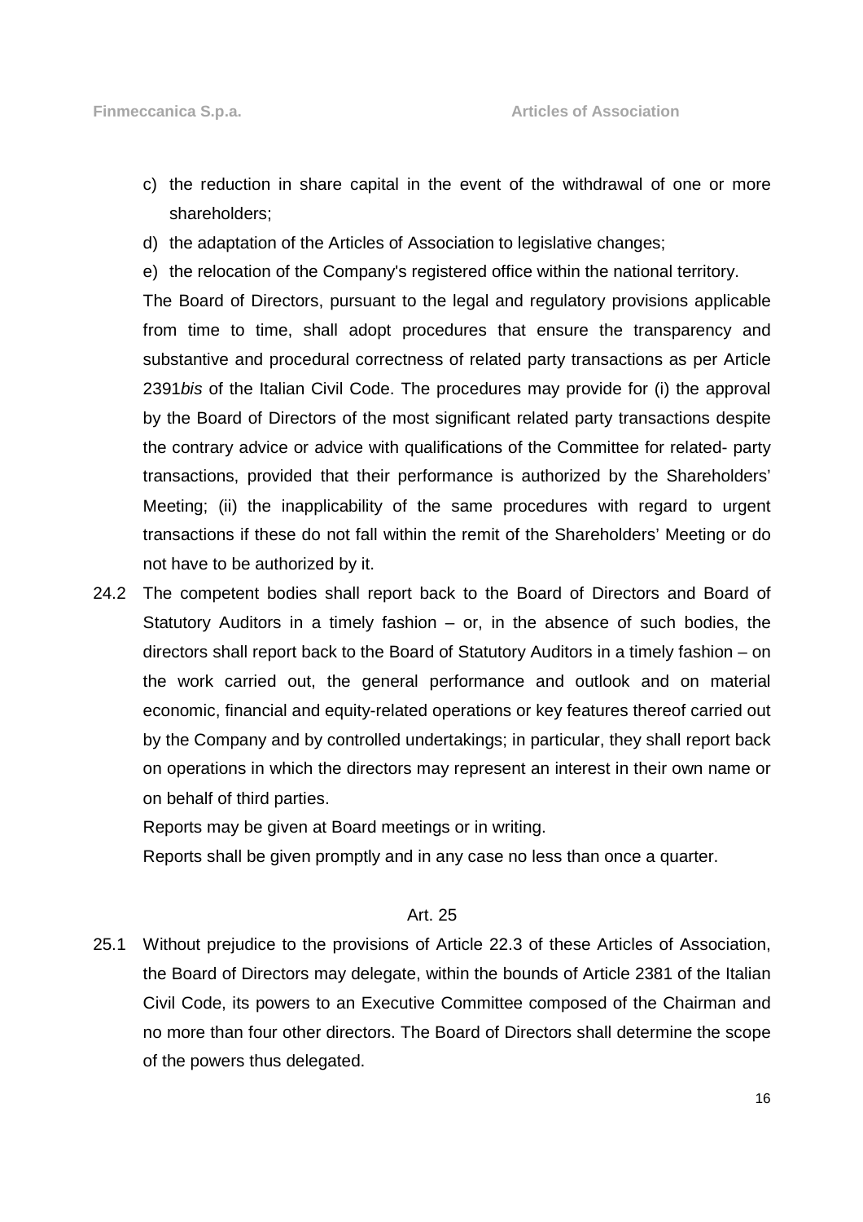c) the reduction in share capital in the event of the withdrawal of one or more shareholders;

d) the adaptation of the Articles of Association to legislative changes;

e) the relocation of the Company's registered office within the national territory.

The Board of Directors, pursuant to the legal and regulatory provisions applicable from time to time, shall adopt procedures that ensure the transparency and substantive and procedural correctness of related party transactions as per Article 2391*bis* of the Italian Civil Code. The procedures may provide for (i) the approval by the Board of Directors of the most significant related party transactions despite the contrary advice or advice with qualifications of the Committee for related- party transactions, provided that their performance is authorized by the Shareholders' Meeting; (ii) the inapplicability of the same procedures with regard to urgent transactions if these do not fall within the remit of the Shareholders' Meeting or do not have to be authorized by it.

24.2 The competent bodies shall report back to the Board of Directors and Board of Statutory Auditors in a timely fashion – or, in the absence of such bodies, the directors shall report back to the Board of Statutory Auditors in a timely fashion – on the work carried out, the general performance and outlook and on material economic, financial and equity-related operations or key features thereof carried out by the Company and by controlled undertakings; in particular, they shall report back on operations in which the directors may represent an interest in their own name or on behalf of third parties.

Reports may be given at Board meetings or in writing.

Reports shall be given promptly and in any case no less than once a quarter.

## Art. 25

25.1 Without prejudice to the provisions of Article 22.3 of these Articles of Association, the Board of Directors may delegate, within the bounds of Article 2381 of the Italian Civil Code, its powers to an Executive Committee composed of the Chairman and no more than four other directors. The Board of Directors shall determine the scope of the powers thus delegated.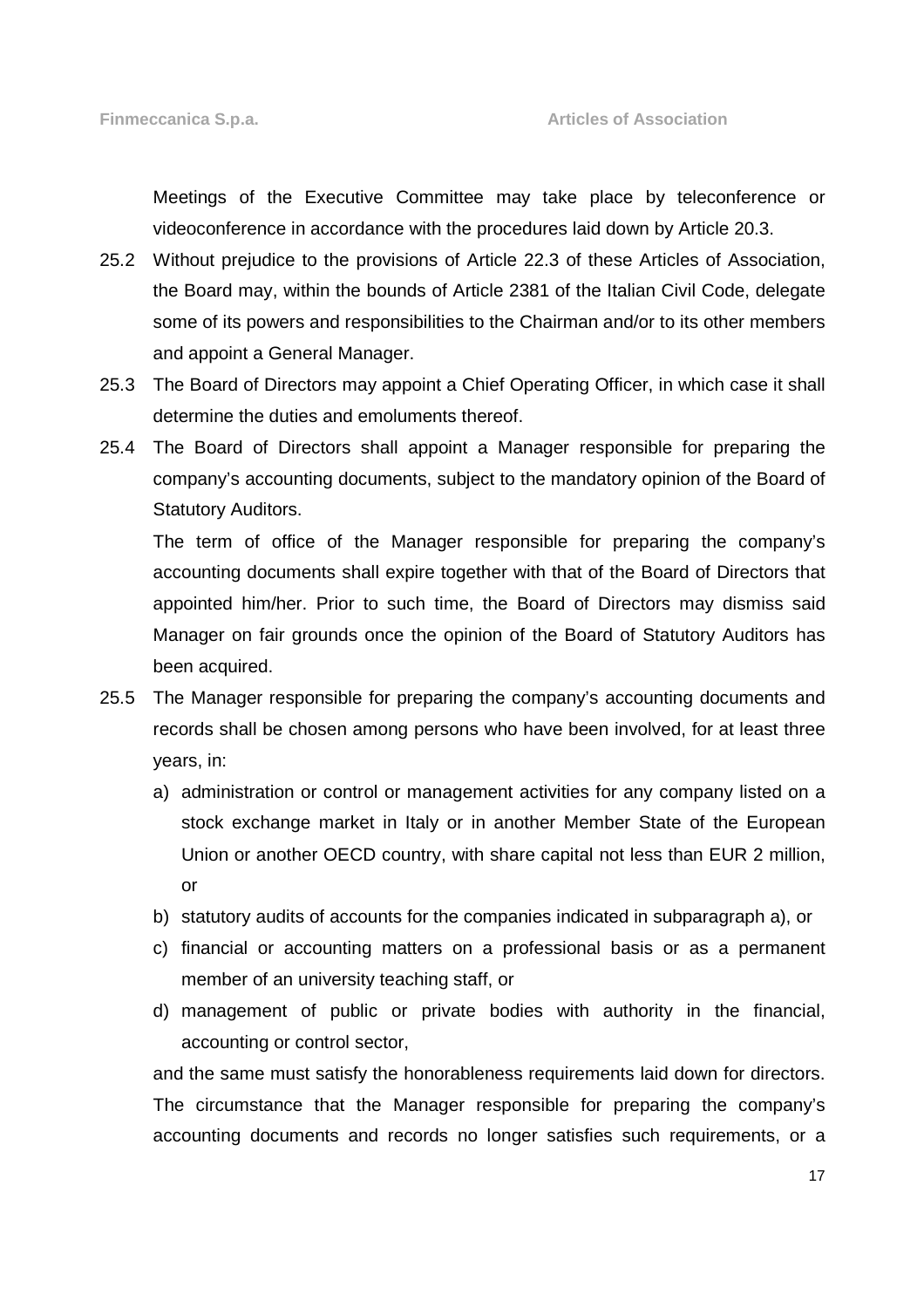Meetings of the Executive Committee may take place by teleconference or videoconference in accordance with the procedures laid down by Article 20.3.

25.2 Without prejudice to the provisions of Article 22.3 of these Articles of Association, the Board may, within the bounds of Article 2381 of the Italian Civil Code, delegate some of its powers and responsibilities to the Chairman and/or to its other members and appoint a General Manager.

25.3 The Board of Directors may appoint a Chief Operating Officer, in which case it shall determine the duties and emoluments thereof.

25.4 The Board of Directors shall appoint a Manager responsible for preparing the company's accounting documents, subject to the mandatory opinion of the Board of Statutory Auditors.

The term of office of the Manager responsible for preparing the company's accounting documents shall expire together with that of the Board of Directors that appointed him/her. Prior to such time, the Board of Directors may dismiss said Manager on fair grounds once the opinion of the Board of Statutory Auditors has been acquired.

25.5 The Manager responsible for preparing the company's accounting documents and records shall be chosen among persons who have been involved, for at least three years, in:

a) administration or control or management activities for any company listed on a stock exchange market in Italy or in another Member State of the European Union or another OECD country, with share capital not less than EUR 2 million, or
b) statutory audits of accounts for the companies indicated in subparagraph a), or
c) financial or accounting matters on a professional basis or as a permanent member of an university teaching staff, or
d) management of public or private bodies with authority in the financial, accounting or control sector,

and the same must satisfy the honorableness requirements laid down for directors. The circumstance that the Manager responsible for preparing the company's accounting documents and records no longer satisfies such requirements, or a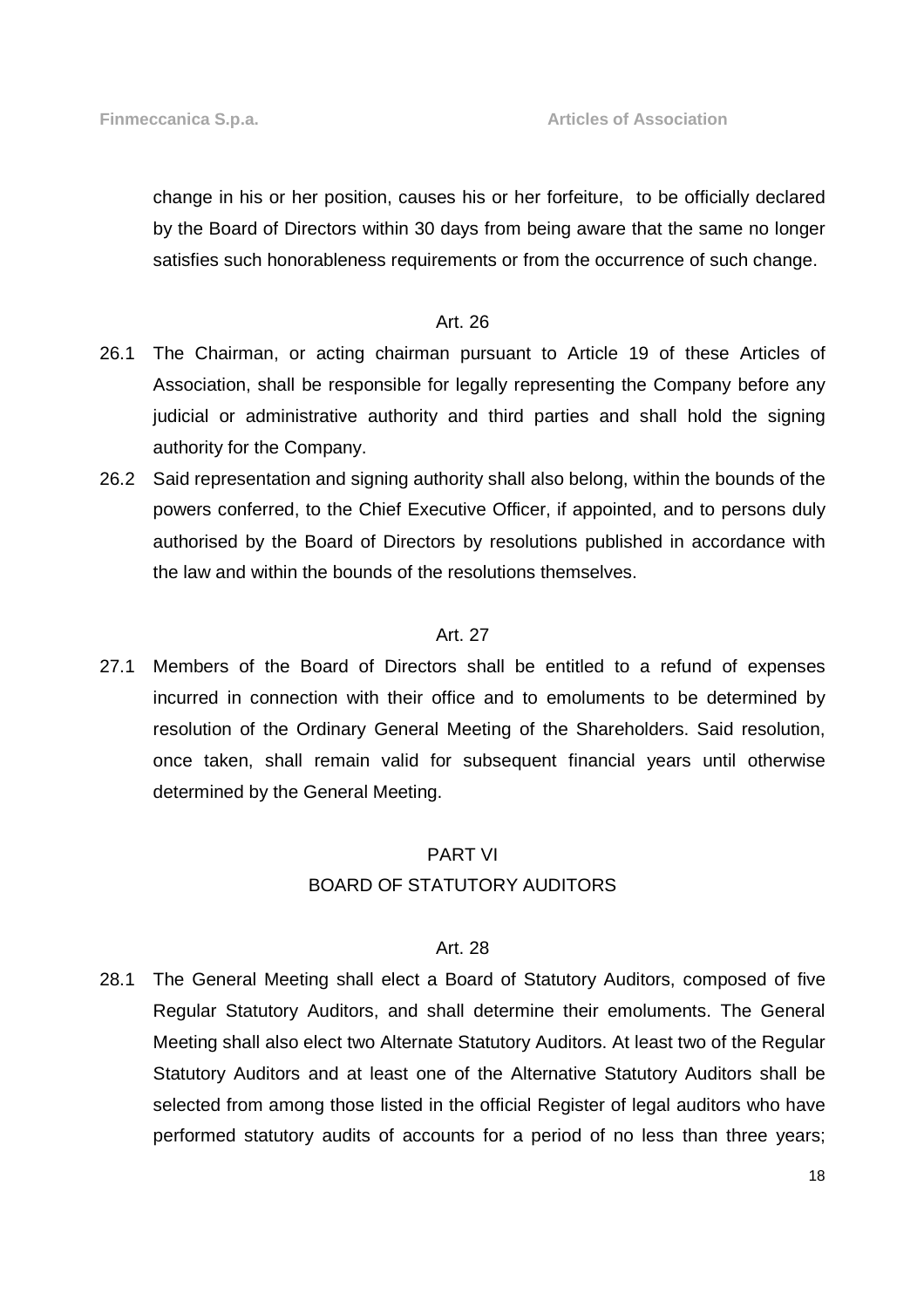change in his or her position, causes his or her forfeiture,  to be officially declared by the Board of Directors within 30 days from being aware that the same no longer satisfies such honorableness requirements or from the occurrence of such change.

### Art. 26

26.1 The Chairman, or acting chairman pursuant to Article 19 of these Articles of Association, shall be responsible for legally representing the Company before any judicial or administrative authority and third parties and shall hold the signing authority for the Company.

26.2 Said representation and signing authority shall also belong, within the bounds of the powers conferred, to the Chief Executive Officer, if appointed, and to persons duly authorised by the Board of Directors by resolutions published in accordance with the law and within the bounds of the resolutions themselves.

### Art. 27

27.1 Members of the Board of Directors shall be entitled to a refund of expenses incurred in connection with their office and to emoluments to be determined by resolution of the Ordinary General Meeting of the Shareholders. Said resolution, once taken, shall remain valid for subsequent financial years until otherwise determined by the General Meeting.

## PART VI
## BOARD OF STATUTORY AUDITORS

### Art. 28

28.1 The General Meeting shall elect a Board of Statutory Auditors, composed of five Regular Statutory Auditors, and shall determine their emoluments. The General Meeting shall also elect two Alternate Statutory Auditors. At least two of the Regular Statutory Auditors and at least one of the Alternative Statutory Auditors shall be selected from among those listed in the official Register of legal auditors who have performed statutory audits of accounts for a period of no less than three years;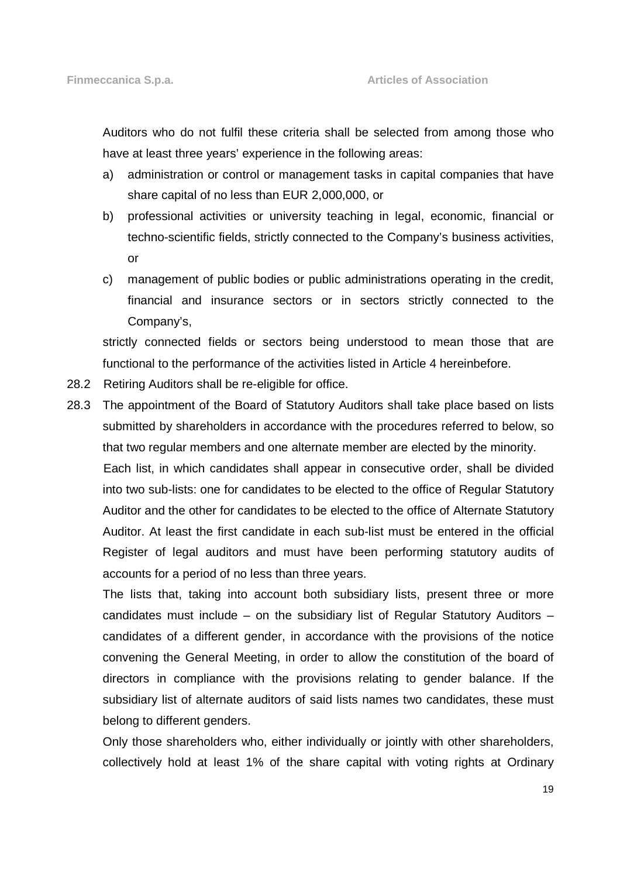Auditors who do not fulfil these criteria shall be selected from among those who have at least three years' experience in the following areas:

a) administration or control or management tasks in capital companies that have share capital of no less than EUR 2,000,000, or

b) professional activities or university teaching in legal, economic, financial or techno-scientific fields, strictly connected to the Company's business activities, or

c) management of public bodies or public administrations operating in the credit, financial and insurance sectors or in sectors strictly connected to the Company's,

strictly connected fields or sectors being understood to mean those that are functional to the performance of the activities listed in Article 4 hereinbefore.

28.2 Retiring Auditors shall be re-eligible for office.

28.3 The appointment of the Board of Statutory Auditors shall take place based on lists submitted by shareholders in accordance with the procedures referred to below, so that two regular members and one alternate member are elected by the minority.

Each list, in which candidates shall appear in consecutive order, shall be divided into two sub-lists: one for candidates to be elected to the office of Regular Statutory Auditor and the other for candidates to be elected to the office of Alternate Statutory Auditor. At least the first candidate in each sub-list must be entered in the official Register of legal auditors and must have been performing statutory audits of accounts for a period of no less than three years.

The lists that, taking into account both subsidiary lists, present three or more candidates must include – on the subsidiary list of Regular Statutory Auditors – candidates of a different gender, in accordance with the provisions of the notice convening the General Meeting, in order to allow the constitution of the board of directors in compliance with the provisions relating to gender balance. If the subsidiary list of alternate auditors of said lists names two candidates, these must belong to different genders.

Only those shareholders who, either individually or jointly with other shareholders, collectively hold at least 1% of the share capital with voting rights at Ordinary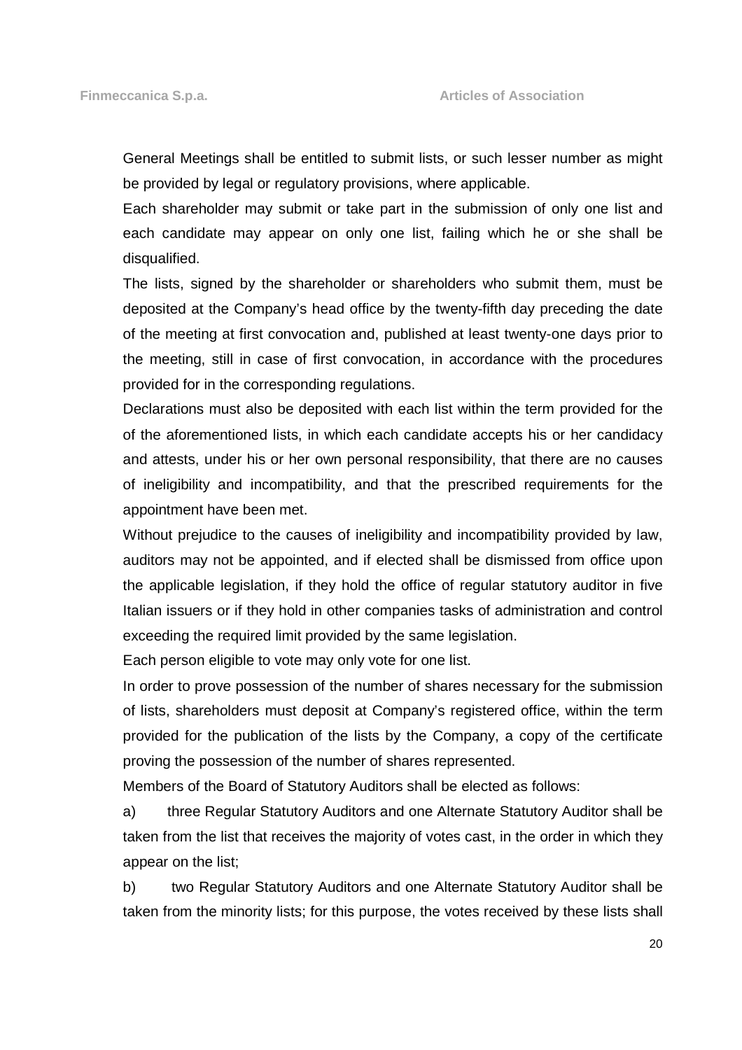General Meetings shall be entitled to submit lists, or such lesser number as might be provided by legal or regulatory provisions, where applicable.

Each shareholder may submit or take part in the submission of only one list and each candidate may appear on only one list, failing which he or she shall be disqualified.

The lists, signed by the shareholder or shareholders who submit them, must be deposited at the Company's head office by the twenty-fifth day preceding the date of the meeting at first convocation and, published at least twenty-one days prior to the meeting, still in case of first convocation, in accordance with the procedures provided for in the corresponding regulations.

Declarations must also be deposited with each list within the term provided for the of the aforementioned lists, in which each candidate accepts his or her candidacy and attests, under his or her own personal responsibility, that there are no causes of ineligibility and incompatibility, and that the prescribed requirements for the appointment have been met.

Without prejudice to the causes of ineligibility and incompatibility provided by law, auditors may not be appointed, and if elected shall be dismissed from office upon the applicable legislation, if they hold the office of regular statutory auditor in five Italian issuers or if they hold in other companies tasks of administration and control exceeding the required limit provided by the same legislation.

Each person eligible to vote may only vote for one list.

In order to prove possession of the number of shares necessary for the submission of lists, shareholders must deposit at Company's registered office, within the term provided for the publication of the lists by the Company, a copy of the certificate proving the possession of the number of shares represented.

Members of the Board of Statutory Auditors shall be elected as follows:

a) three Regular Statutory Auditors and one Alternate Statutory Auditor shall be taken from the list that receives the majority of votes cast, in the order in which they appear on the list;

b) two Regular Statutory Auditors and one Alternate Statutory Auditor shall be taken from the minority lists; for this purpose, the votes received by these lists shall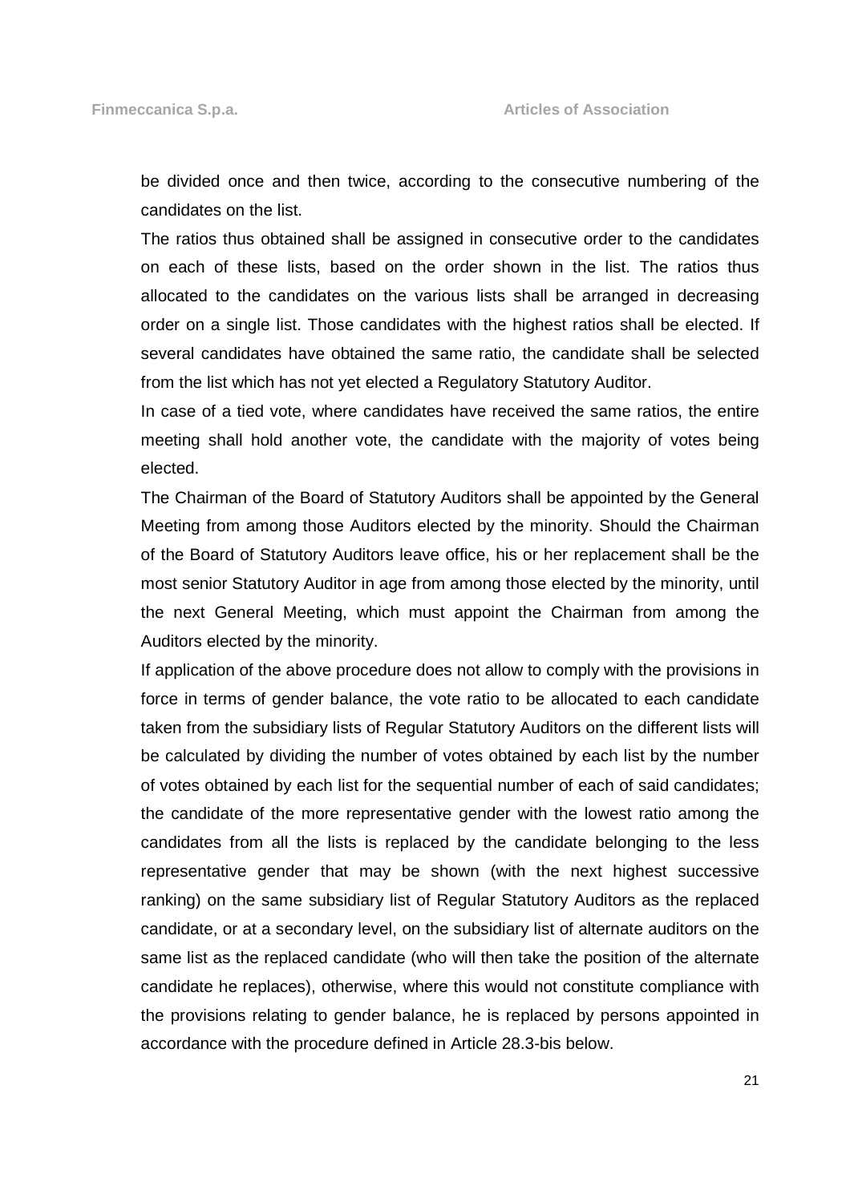be divided once and then twice, according to the consecutive numbering of the candidates on the list.

The ratios thus obtained shall be assigned in consecutive order to the candidates on each of these lists, based on the order shown in the list. The ratios thus allocated to the candidates on the various lists shall be arranged in decreasing order on a single list. Those candidates with the highest ratios shall be elected. If several candidates have obtained the same ratio, the candidate shall be selected from the list which has not yet elected a Regulatory Statutory Auditor.

In case of a tied vote, where candidates have received the same ratios, the entire meeting shall hold another vote, the candidate with the majority of votes being elected.

The Chairman of the Board of Statutory Auditors shall be appointed by the General Meeting from among those Auditors elected by the minority. Should the Chairman of the Board of Statutory Auditors leave office, his or her replacement shall be the most senior Statutory Auditor in age from among those elected by the minority, until the next General Meeting, which must appoint the Chairman from among the Auditors elected by the minority.

If application of the above procedure does not allow to comply with the provisions in force in terms of gender balance, the vote ratio to be allocated to each candidate taken from the subsidiary lists of Regular Statutory Auditors on the different lists will be calculated by dividing the number of votes obtained by each list by the number of votes obtained by each list for the sequential number of each of said candidates; the candidate of the more representative gender with the lowest ratio among the candidates from all the lists is replaced by the candidate belonging to the less representative gender that may be shown (with the next highest successive ranking) on the same subsidiary list of Regular Statutory Auditors as the replaced candidate, or at a secondary level, on the subsidiary list of alternate auditors on the same list as the replaced candidate (who will then take the position of the alternate candidate he replaces), otherwise, where this would not constitute compliance with the provisions relating to gender balance, he is replaced by persons appointed in accordance with the procedure defined in Article 28.3-bis below.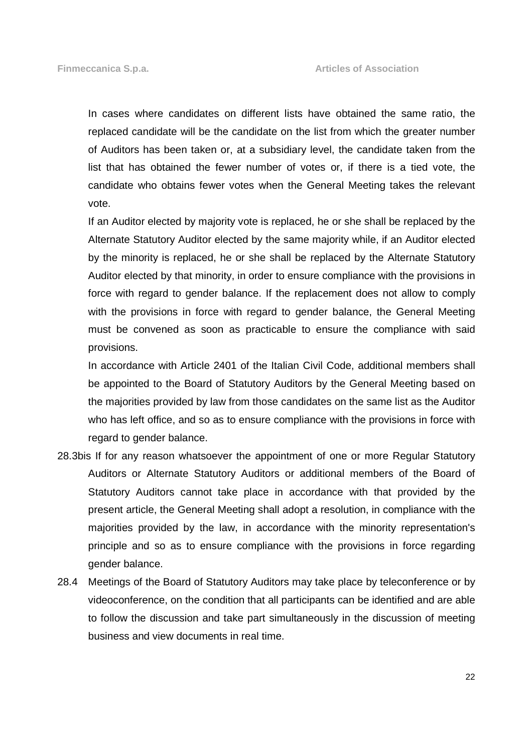In cases where candidates on different lists have obtained the same ratio, the replaced candidate will be the candidate on the list from which the greater number of Auditors has been taken or, at a subsidiary level, the candidate taken from the list that has obtained the fewer number of votes or, if there is a tied vote, the candidate who obtains fewer votes when the General Meeting takes the relevant vote.

If an Auditor elected by majority vote is replaced, he or she shall be replaced by the Alternate Statutory Auditor elected by the same majority while, if an Auditor elected by the minority is replaced, he or she shall be replaced by the Alternate Statutory Auditor elected by that minority, in order to ensure compliance with the provisions in force with regard to gender balance. If the replacement does not allow to comply with the provisions in force with regard to gender balance, the General Meeting must be convened as soon as practicable to ensure the compliance with said provisions.

In accordance with Article 2401 of the Italian Civil Code, additional members shall be appointed to the Board of Statutory Auditors by the General Meeting based on the majorities provided by law from those candidates on the same list as the Auditor who has left office, and so as to ensure compliance with the provisions in force with regard to gender balance.

28.3bis If for any reason whatsoever the appointment of one or more Regular Statutory Auditors or Alternate Statutory Auditors or additional members of the Board of Statutory Auditors cannot take place in accordance with that provided by the present article, the General Meeting shall adopt a resolution, in compliance with the majorities provided by the law, in accordance with the minority representation's principle and so as to ensure compliance with the provisions in force regarding gender balance.

28.4 Meetings of the Board of Statutory Auditors may take place by teleconference or by videoconference, on the condition that all participants can be identified and are able to follow the discussion and take part simultaneously in the discussion of meeting business and view documents in real time.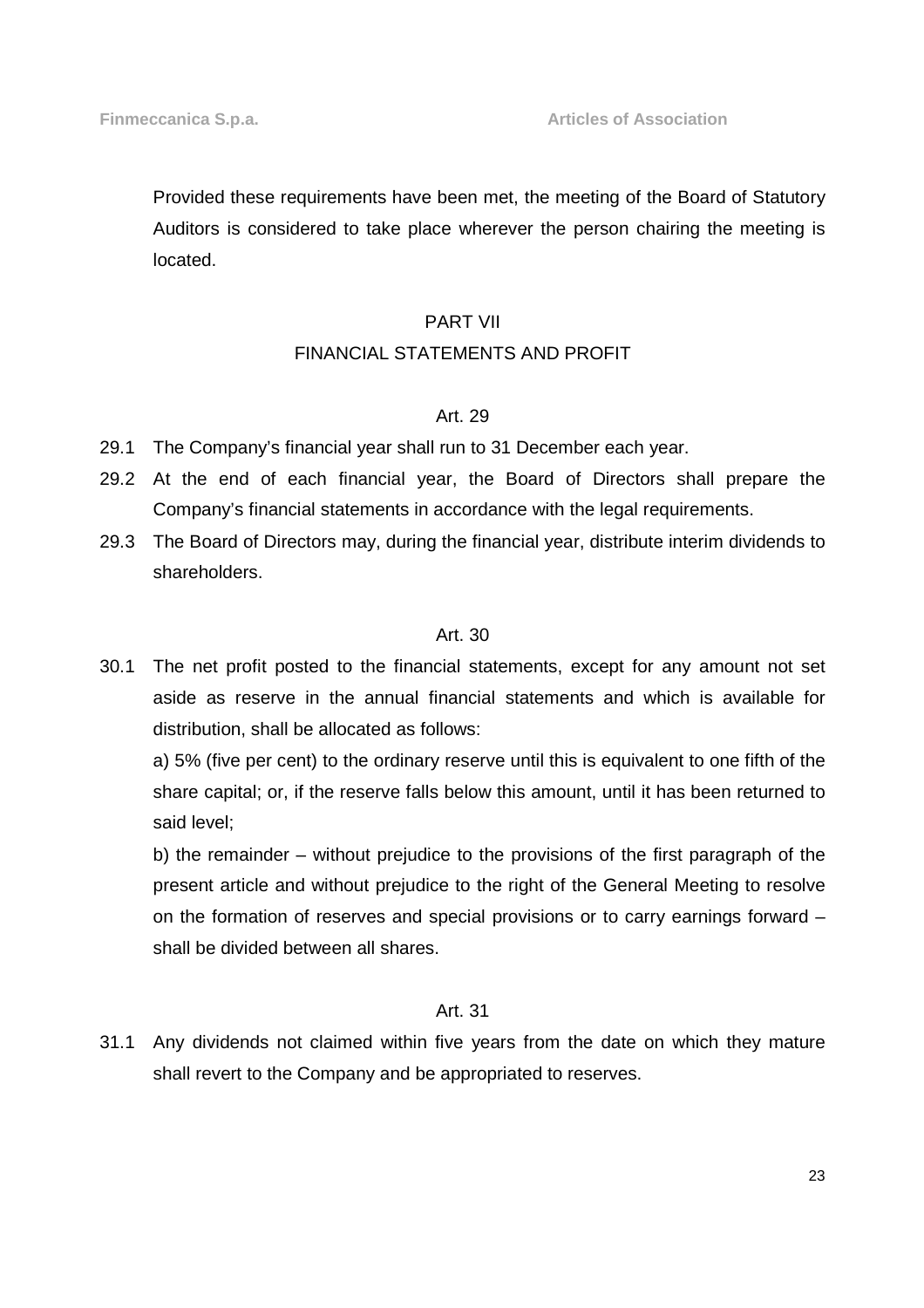Provided these requirements have been met, the meeting of the Board of Statutory Auditors is considered to take place wherever the person chairing the meeting is located.

## PART VII
## FINANCIAL STATEMENTS AND PROFIT

### Art. 29

29.1 The Company's financial year shall run to 31 December each year.

29.2 At the end of each financial year, the Board of Directors shall prepare the Company's financial statements in accordance with the legal requirements.

29.3 The Board of Directors may, during the financial year, distribute interim dividends to shareholders.

### Art. 30

30.1 The net profit posted to the financial statements, except for any amount not set aside as reserve in the annual financial statements and which is available for distribution, shall be allocated as follows:

a) 5% (five per cent) to the ordinary reserve until this is equivalent to one fifth of the share capital; or, if the reserve falls below this amount, until it has been returned to said level;

b) the remainder – without prejudice to the provisions of the first paragraph of the present article and without prejudice to the right of the General Meeting to resolve on the formation of reserves and special provisions or to carry earnings forward – shall be divided between all shares.

### Art. 31

31.1 Any dividends not claimed within five years from the date on which they mature shall revert to the Company and be appropriated to reserves.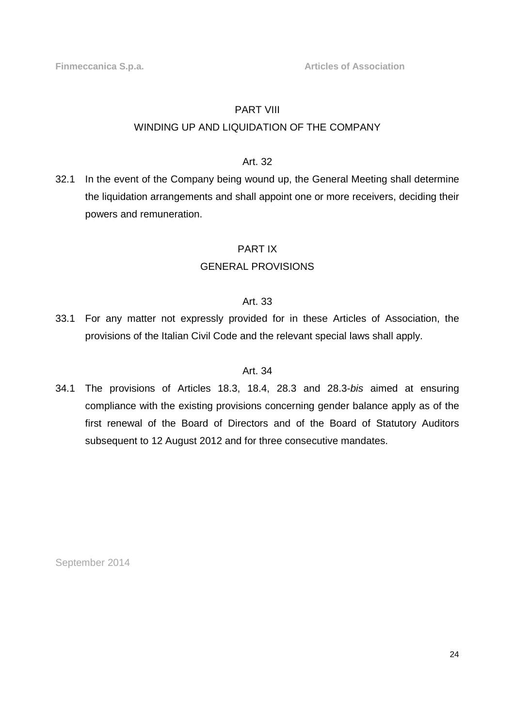## PART VIII

## WINDING UP AND LIQUIDATION OF THE COMPANY

### Art. 32

32.1 In the event of the Company being wound up, the General Meeting shall determine the liquidation arrangements and shall appoint one or more receivers, deciding their powers and remuneration.

## PART IX

## GENERAL PROVISIONS

### Art. 33

33.1 For any matter not expressly provided for in these Articles of Association, the provisions of the Italian Civil Code and the relevant special laws shall apply.

### Art. 34

34.1 The provisions of Articles 18.3, 18.4, 28.3 and 28.3-*bis* aimed at ensuring compliance with the existing provisions concerning gender balance apply as of the first renewal of the Board of Directors and of the Board of Statutory Auditors subsequent to 12 August 2012 and for three consecutive mandates.

September 2014